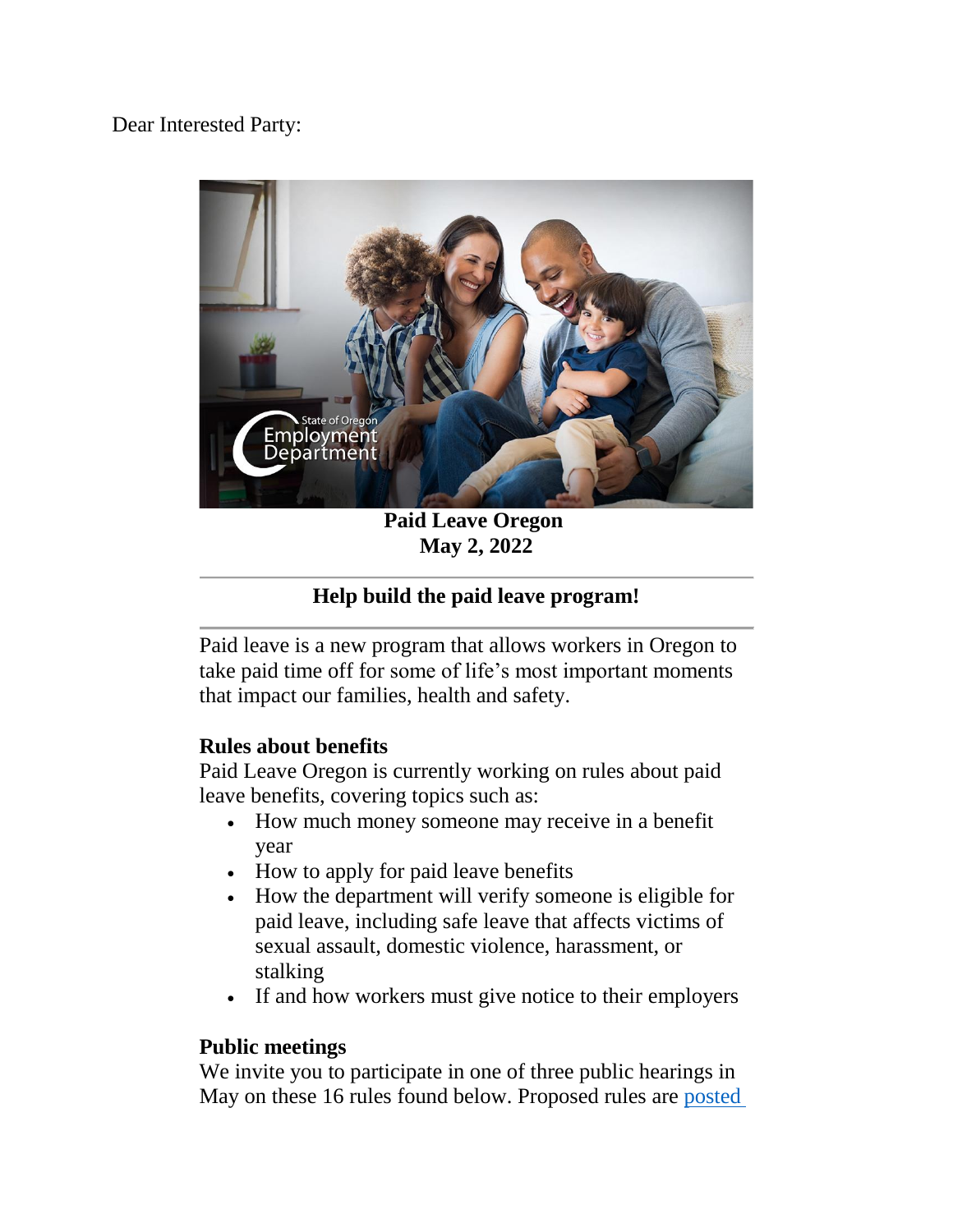Dear Interested Party:

**Paid Leave Oregon**
**May 2, 2022**

---

## Help build the paid leave program!

---

Paid leave is a new program that allows workers in Oregon to take paid time off for some of life's most important moments that impact our families, health and safety.

### Rules about benefits

Paid Leave Oregon is currently working on rules about paid leave benefits, covering topics such as:

- How much money someone may receive in a benefit year
- How to apply for paid leave benefits
- How the department will verify someone is eligible for paid leave, including safe leave that affects victims of sexual assault, domestic violence, harassment, or stalking
- If and how workers must give notice to their employers

### Public meetings

We invite you to participate in one of three public hearings in May on these 16 rules found below. Proposed rules are posted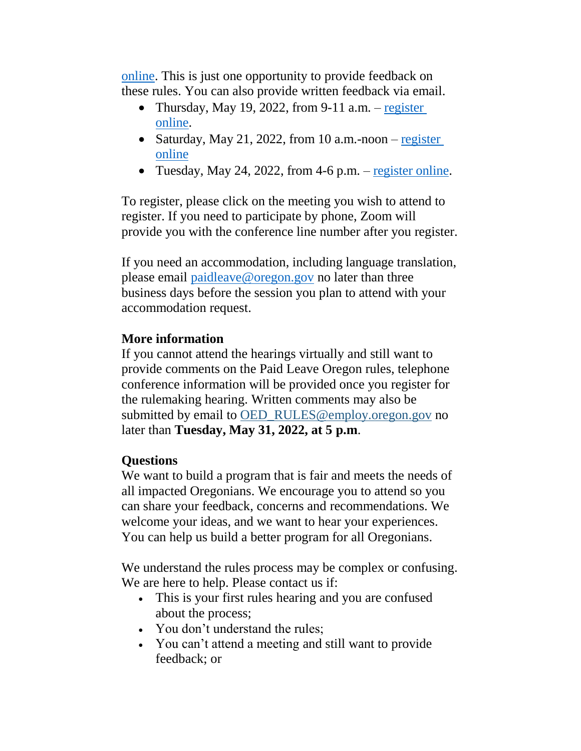online. This is just one opportunity to provide feedback on these rules. You can also provide written feedback via email.

- Thursday, May 19, 2022, from 9-11 a.m. – register online.
- Saturday, May 21, 2022, from 10 a.m.-noon – register online
- Tuesday, May 24, 2022, from 4-6 p.m. – register online.

To register, please click on the meeting you wish to attend to register. If you need to participate by phone, Zoom will provide you with the conference line number after you register.

If you need an accommodation, including language translation, please email paidleave@oregon.gov no later than three business days before the session you plan to attend with your accommodation request.

**More information**
If you cannot attend the hearings virtually and still want to provide comments on the Paid Leave Oregon rules, telephone conference information will be provided once you register for the rulemaking hearing. Written comments may also be submitted by email to OED_RULES@employ.oregon.gov no later than **Tuesday, May 31, 2022, at 5 p.m**.

**Questions**
We want to build a program that is fair and meets the needs of all impacted Oregonians. We encourage you to attend so you can share your feedback, concerns and recommendations. We welcome your ideas, and we want to hear your experiences. You can help us build a better program for all Oregonians.

We understand the rules process may be complex or confusing. We are here to help. Please contact us if:

- This is your first rules hearing and you are confused about the process;
- You don't understand the rules;
- You can't attend a meeting and still want to provide feedback; or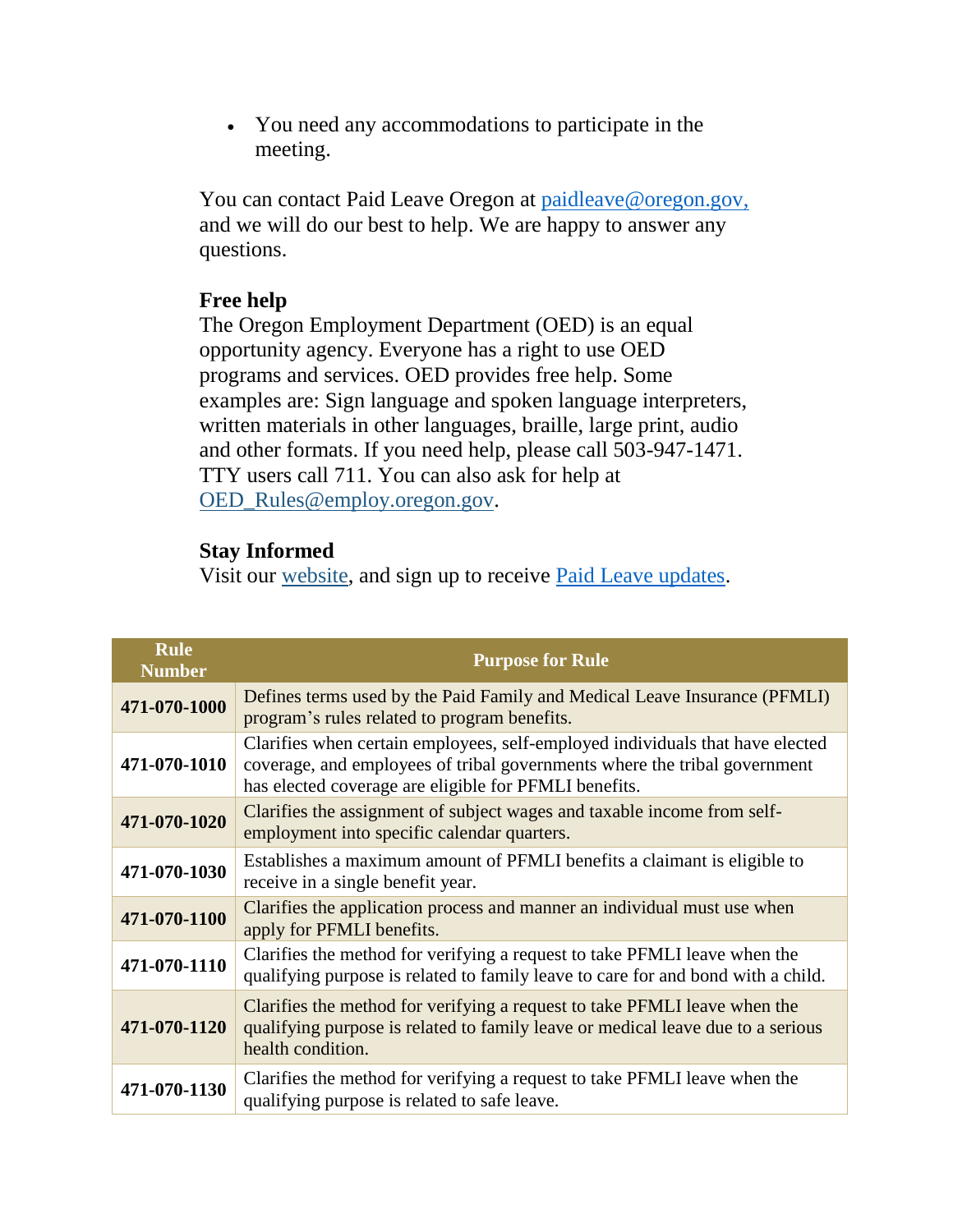- You need any accommodations to participate in the meeting.

You can contact Paid Leave Oregon at paidleave@oregon.gov, and we will do our best to help. We are happy to answer any questions.

**Free help**
The Oregon Employment Department (OED) is an equal opportunity agency. Everyone has a right to use OED programs and services. OED provides free help. Some examples are: Sign language and spoken language interpreters, written materials in other languages, braille, large print, audio and other formats. If you need help, please call 503-947-1471. TTY users call 711. You can also ask for help at OED_Rules@employ.oregon.gov.

**Stay Informed**
Visit our website, and sign up to receive Paid Leave updates.

| Rule Number | Purpose for Rule |
|---|---|
| **471-070-1000** | Defines terms used by the Paid Family and Medical Leave Insurance (PFMLI) program's rules related to program benefits. |
| **471-070-1010** | Clarifies when certain employees, self-employed individuals that have elected coverage, and employees of tribal governments where the tribal government has elected coverage are eligible for PFMLI benefits. |
| **471-070-1020** | Clarifies the assignment of subject wages and taxable income from self-employment into specific calendar quarters. |
| **471-070-1030** | Establishes a maximum amount of PFMLI benefits a claimant is eligible to receive in a single benefit year. |
| **471-070-1100** | Clarifies the application process and manner an individual must use when apply for PFMLI benefits. |
| **471-070-1110** | Clarifies the method for verifying a request to take PFMLI leave when the qualifying purpose is related to family leave to care for and bond with a child. |
| **471-070-1120** | Clarifies the method for verifying a request to take PFMLI leave when the qualifying purpose is related to family leave or medical leave due to a serious health condition. |
| **471-070-1130** | Clarifies the method for verifying a request to take PFMLI leave when the qualifying purpose is related to safe leave. |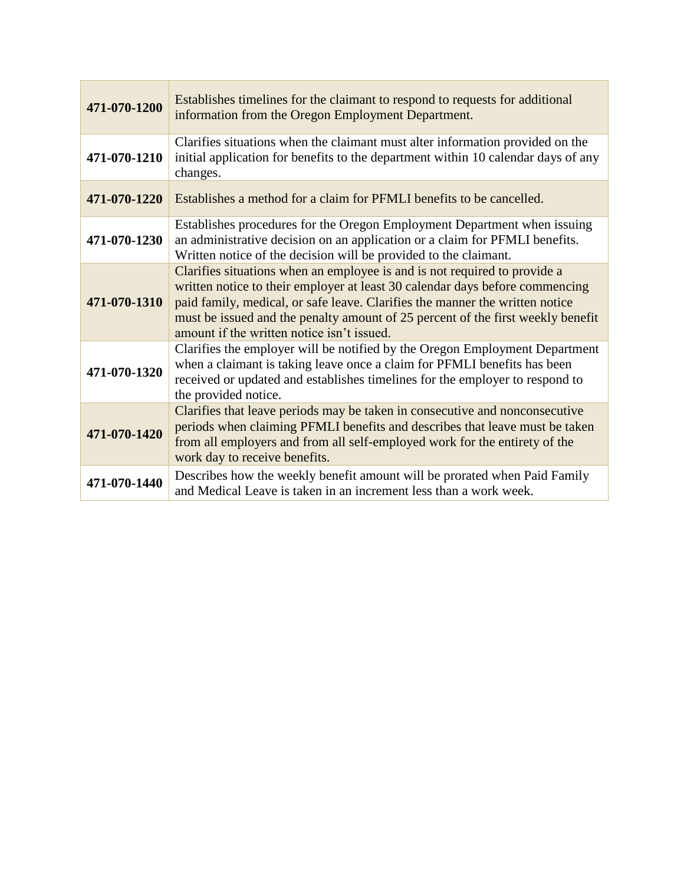| | |
|---|---|
| **471-070-1200** | Establishes timelines for the claimant to respond to requests for additional information from the Oregon Employment Department. |
| **471-070-1210** | Clarifies situations when the claimant must alter information provided on the initial application for benefits to the department within 10 calendar days of any changes. |
| **471-070-1220** | Establishes a method for a claim for PFMLI benefits to be cancelled. |
| **471-070-1230** | Establishes procedures for the Oregon Employment Department when issuing an administrative decision on an application or a claim for PFMLI benefits. Written notice of the decision will be provided to the claimant. |
| **471-070-1310** | Clarifies situations when an employee is and is not required to provide a written notice to their employer at least 30 calendar days before commencing paid family, medical, or safe leave. Clarifies the manner the written notice must be issued and the penalty amount of 25 percent of the first weekly benefit amount if the written notice isn't issued. |
| **471-070-1320** | Clarifies the employer will be notified by the Oregon Employment Department when a claimant is taking leave once a claim for PFMLI benefits has been received or updated and establishes timelines for the employer to respond to the provided notice. |
| **471-070-1420** | Clarifies that leave periods may be taken in consecutive and nonconsecutive periods when claiming PFMLI benefits and describes that leave must be taken from all employers and from all self-employed work for the entirety of the work day to receive benefits. |
| **471-070-1440** | Describes how the weekly benefit amount will be prorated when Paid Family and Medical Leave is taken in an increment less than a work week. |